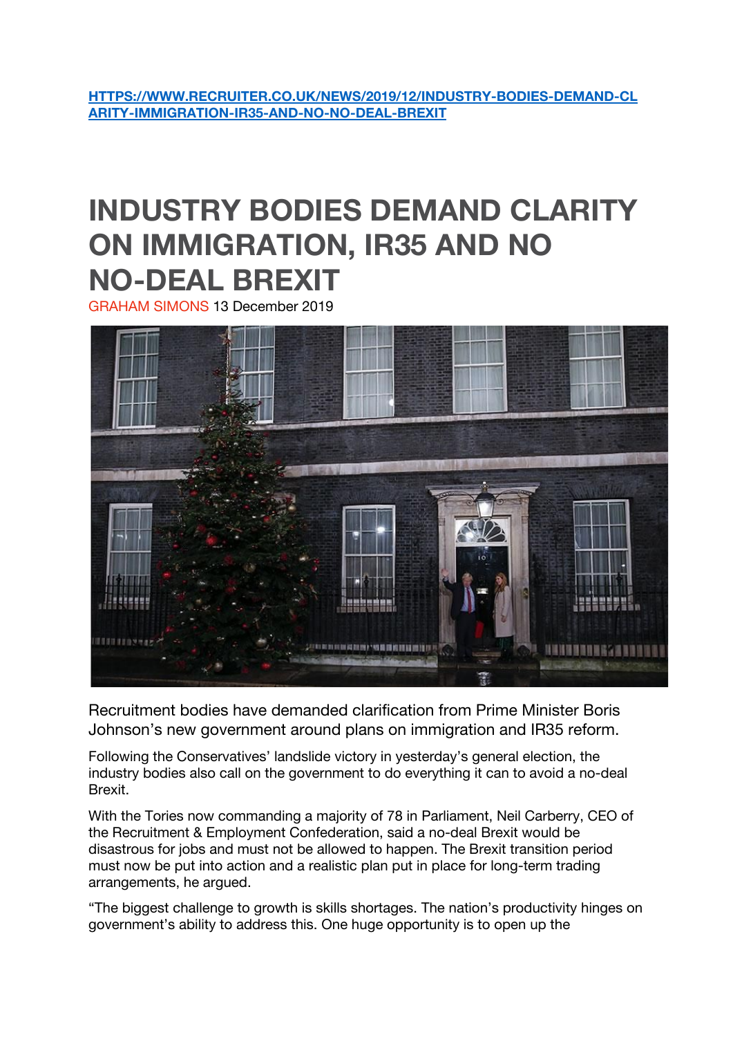[HTTPS://WWW.RECRUITER.CO.UK/NEWS/2019/12/INDUSTRY-BODIES-DEMAND-CLARITY-IMMIGRATION-IR35-AND-NO-NO-DEAL-BREXIT](HTTPS://WWW.RECRUITER.CO.UK/NEWS/2019/12/INDUSTRY-BODIES-DEMAND-CLARITY-IMMIGRATION-IR35-AND-NO-NO-DEAL-BREXIT)

# INDUSTRY BODIES DEMAND CLARITY ON IMMIGRATION, IR35 AND NO NO-DEAL BREXIT

GRAHAM SIMONS 13 December 2019

Recruitment bodies have demanded clarification from Prime Minister Boris Johnson's new government around plans on immigration and IR35 reform.

Following the Conservatives' landslide victory in yesterday's general election, the industry bodies also call on the government to do everything it can to avoid a no-deal Brexit.

With the Tories now commanding a majority of 78 in Parliament, Neil Carberry, CEO of the Recruitment & Employment Confederation, said a no-deal Brexit would be disastrous for jobs and must not be allowed to happen. The Brexit transition period must now be put into action and a realistic plan put in place for long-term trading arrangements, he argued.

"The biggest challenge to growth is skills shortages. The nation's productivity hinges on government's ability to address this. One huge opportunity is to open up the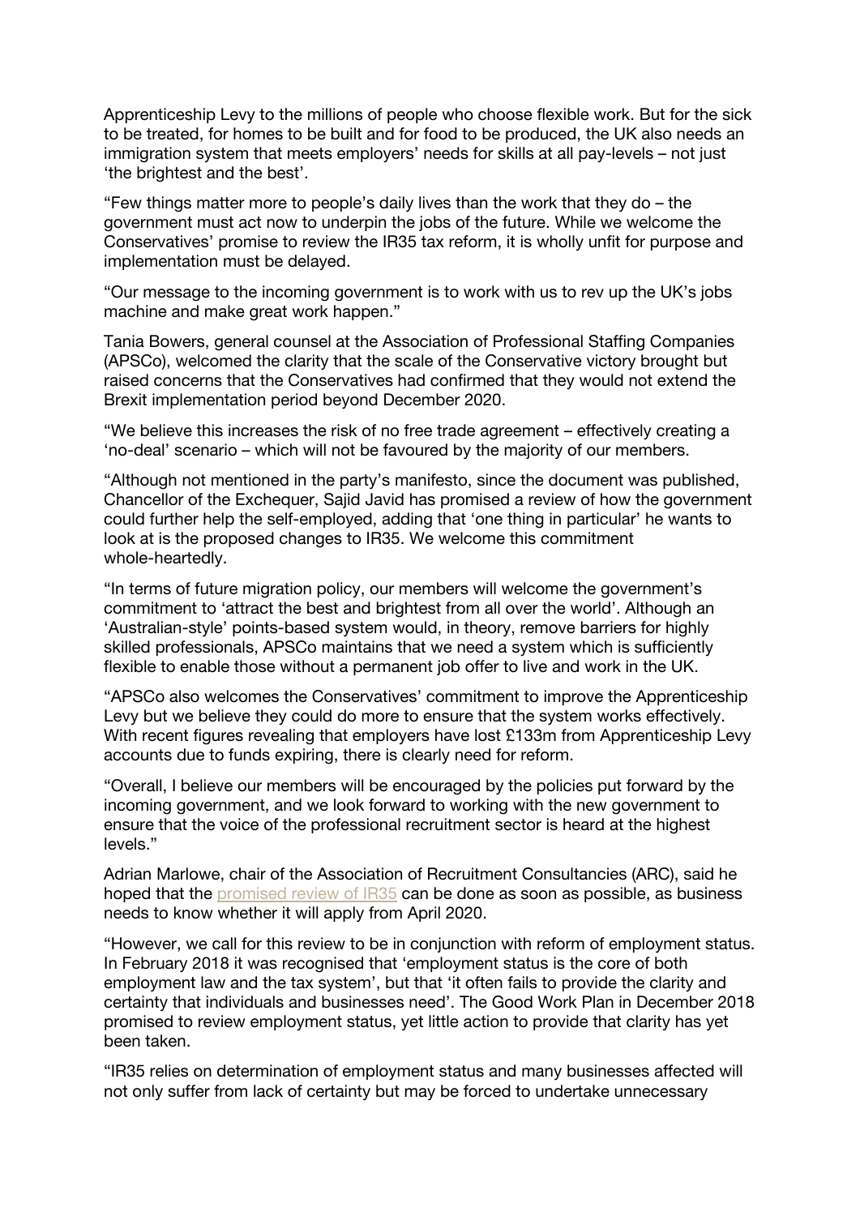Apprenticeship Levy to the millions of people who choose flexible work. But for the sick to be treated, for homes to be built and for food to be produced, the UK also needs an immigration system that meets employers' needs for skills at all pay-levels – not just 'the brightest and the best'.

"Few things matter more to people's daily lives than the work that they do – the government must act now to underpin the jobs of the future. While we welcome the Conservatives' promise to review the IR35 tax reform, it is wholly unfit for purpose and implementation must be delayed.

"Our message to the incoming government is to work with us to rev up the UK's jobs machine and make great work happen."

Tania Bowers, general counsel at the Association of Professional Staffing Companies (APSCo), welcomed the clarity that the scale of the Conservative victory brought but raised concerns that the Conservatives had confirmed that they would not extend the Brexit implementation period beyond December 2020.

"We believe this increases the risk of no free trade agreement – effectively creating a 'no-deal' scenario – which will not be favoured by the majority of our members.

"Although not mentioned in the party's manifesto, since the document was published, Chancellor of the Exchequer, Sajid Javid has promised a review of how the government could further help the self-employed, adding that 'one thing in particular' he wants to look at is the proposed changes to IR35. We welcome this commitment whole-heartedly.

"In terms of future migration policy, our members will welcome the government's commitment to 'attract the best and brightest from all over the world'. Although an 'Australian-style' points-based system would, in theory, remove barriers for highly skilled professionals, APSCo maintains that we need a system which is sufficiently flexible to enable those without a permanent job offer to live and work in the UK.

"APSCo also welcomes the Conservatives' commitment to improve the Apprenticeship Levy but we believe they could do more to ensure that the system works effectively. With recent figures revealing that employers have lost £133m from Apprenticeship Levy accounts due to funds expiring, there is clearly need for reform.

"Overall, I believe our members will be encouraged by the policies put forward by the incoming government, and we look forward to working with the new government to ensure that the voice of the professional recruitment sector is heard at the highest levels."

Adrian Marlowe, chair of the Association of Recruitment Consultancies (ARC), said he hoped that the promised review of IR35 can be done as soon as possible, as business needs to know whether it will apply from April 2020.

"However, we call for this review to be in conjunction with reform of employment status. In February 2018 it was recognised that 'employment status is the core of both employment law and the tax system', but that 'it often fails to provide the clarity and certainty that individuals and businesses need'. The Good Work Plan in December 2018 promised to review employment status, yet little action to provide that clarity has yet been taken.

"IR35 relies on determination of employment status and many businesses affected will not only suffer from lack of certainty but may be forced to undertake unnecessary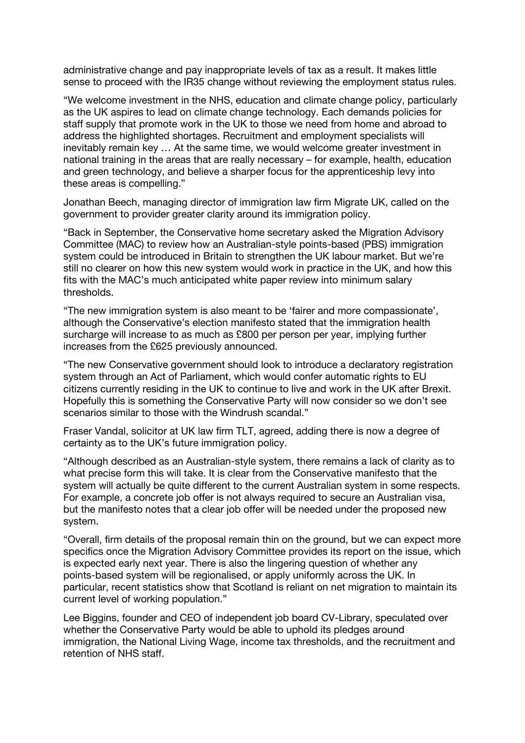administrative change and pay inappropriate levels of tax as a result. It makes little sense to proceed with the IR35 change without reviewing the employment status rules.

"We welcome investment in the NHS, education and climate change policy, particularly as the UK aspires to lead on climate change technology. Each demands policies for staff supply that promote work in the UK to those we need from home and abroad to address the highlighted shortages. Recruitment and employment specialists will inevitably remain key … At the same time, we would welcome greater investment in national training in the areas that are really necessary – for example, health, education and green technology, and believe a sharper focus for the apprenticeship levy into these areas is compelling."

Jonathan Beech, managing director of immigration law firm Migrate UK, called on the government to provider greater clarity around its immigration policy.

"Back in September, the Conservative home secretary asked the Migration Advisory Committee (MAC) to review how an Australian-style points-based (PBS) immigration system could be introduced in Britain to strengthen the UK labour market. But we're still no clearer on how this new system would work in practice in the UK, and how this fits with the MAC's much anticipated white paper review into minimum salary thresholds.

"The new immigration system is also meant to be 'fairer and more compassionate', although the Conservative's election manifesto stated that the immigration health surcharge will increase to as much as £800 per person per year, implying further increases from the £625 previously announced.

"The new Conservative government should look to introduce a declaratory registration system through an Act of Parliament, which would confer automatic rights to EU citizens currently residing in the UK to continue to live and work in the UK after Brexit. Hopefully this is something the Conservative Party will now consider so we don't see scenarios similar to those with the Windrush scandal."

Fraser Vandal, solicitor at UK law firm TLT, agreed, adding there is now a degree of certainty as to the UK's future immigration policy.

"Although described as an Australian-style system, there remains a lack of clarity as to what precise form this will take. It is clear from the Conservative manifesto that the system will actually be quite different to the current Australian system in some respects. For example, a concrete job offer is not always required to secure an Australian visa, but the manifesto notes that a clear job offer will be needed under the proposed new system.

"Overall, firm details of the proposal remain thin on the ground, but we can expect more specifics once the Migration Advisory Committee provides its report on the issue, which is expected early next year. There is also the lingering question of whether any points-based system will be regionalised, or apply uniformly across the UK. In particular, recent statistics show that Scotland is reliant on net migration to maintain its current level of working population."

Lee Biggins, founder and CEO of independent job board CV-Library, speculated over whether the Conservative Party would be able to uphold its pledges around immigration, the National Living Wage, income tax thresholds, and the recruitment and retention of NHS staff.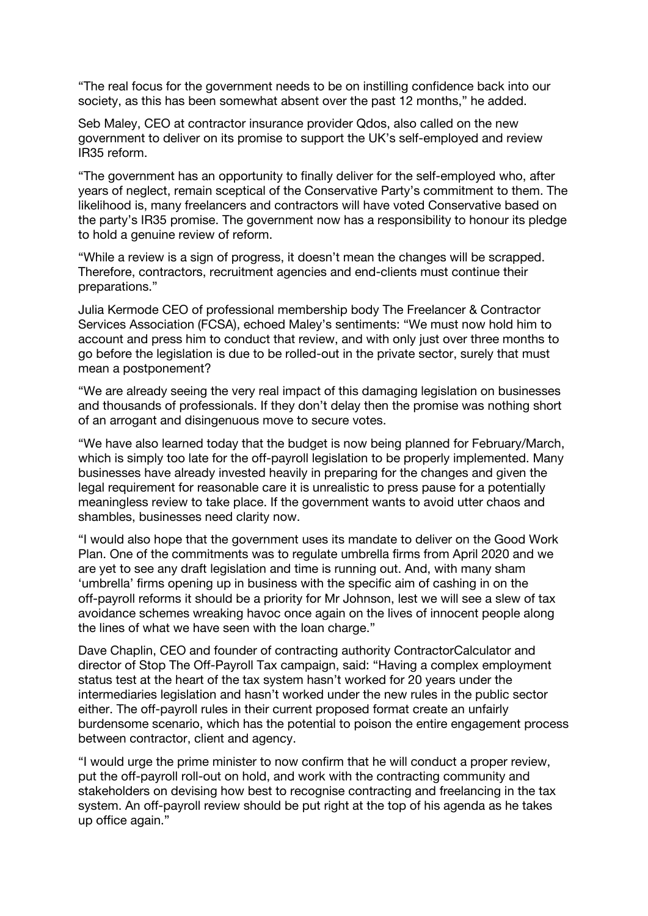"The real focus for the government needs to be on instilling confidence back into our society, as this has been somewhat absent over the past 12 months," he added.

Seb Maley, CEO at contractor insurance provider Qdos, also called on the new government to deliver on its promise to support the UK's self-employed and review IR35 reform.

"The government has an opportunity to finally deliver for the self-employed who, after years of neglect, remain sceptical of the Conservative Party's commitment to them. The likelihood is, many freelancers and contractors will have voted Conservative based on the party's IR35 promise. The government now has a responsibility to honour its pledge to hold a genuine review of reform.

"While a review is a sign of progress, it doesn't mean the changes will be scrapped. Therefore, contractors, recruitment agencies and end-clients must continue their preparations."

Julia Kermode CEO of professional membership body The Freelancer & Contractor Services Association (FCSA), echoed Maley's sentiments: "We must now hold him to account and press him to conduct that review, and with only just over three months to go before the legislation is due to be rolled-out in the private sector, surely that must mean a postponement?

"We are already seeing the very real impact of this damaging legislation on businesses and thousands of professionals. If they don't delay then the promise was nothing short of an arrogant and disingenuous move to secure votes.

"We have also learned today that the budget is now being planned for February/March, which is simply too late for the off-payroll legislation to be properly implemented. Many businesses have already invested heavily in preparing for the changes and given the legal requirement for reasonable care it is unrealistic to press pause for a potentially meaningless review to take place. If the government wants to avoid utter chaos and shambles, businesses need clarity now.

"I would also hope that the government uses its mandate to deliver on the Good Work Plan. One of the commitments was to regulate umbrella firms from April 2020 and we are yet to see any draft legislation and time is running out. And, with many sham 'umbrella' firms opening up in business with the specific aim of cashing in on the off-payroll reforms it should be a priority for Mr Johnson, lest we will see a slew of tax avoidance schemes wreaking havoc once again on the lives of innocent people along the lines of what we have seen with the loan charge."

Dave Chaplin, CEO and founder of contracting authority ContractorCalculator and director of Stop The Off-Payroll Tax campaign, said: "Having a complex employment status test at the heart of the tax system hasn't worked for 20 years under the intermediaries legislation and hasn't worked under the new rules in the public sector either. The off-payroll rules in their current proposed format create an unfairly burdensome scenario, which has the potential to poison the entire engagement process between contractor, client and agency.

"I would urge the prime minister to now confirm that he will conduct a proper review, put the off-payroll roll-out on hold, and work with the contracting community and stakeholders on devising how best to recognise contracting and freelancing in the tax system. An off-payroll review should be put right at the top of his agenda as he takes up office again."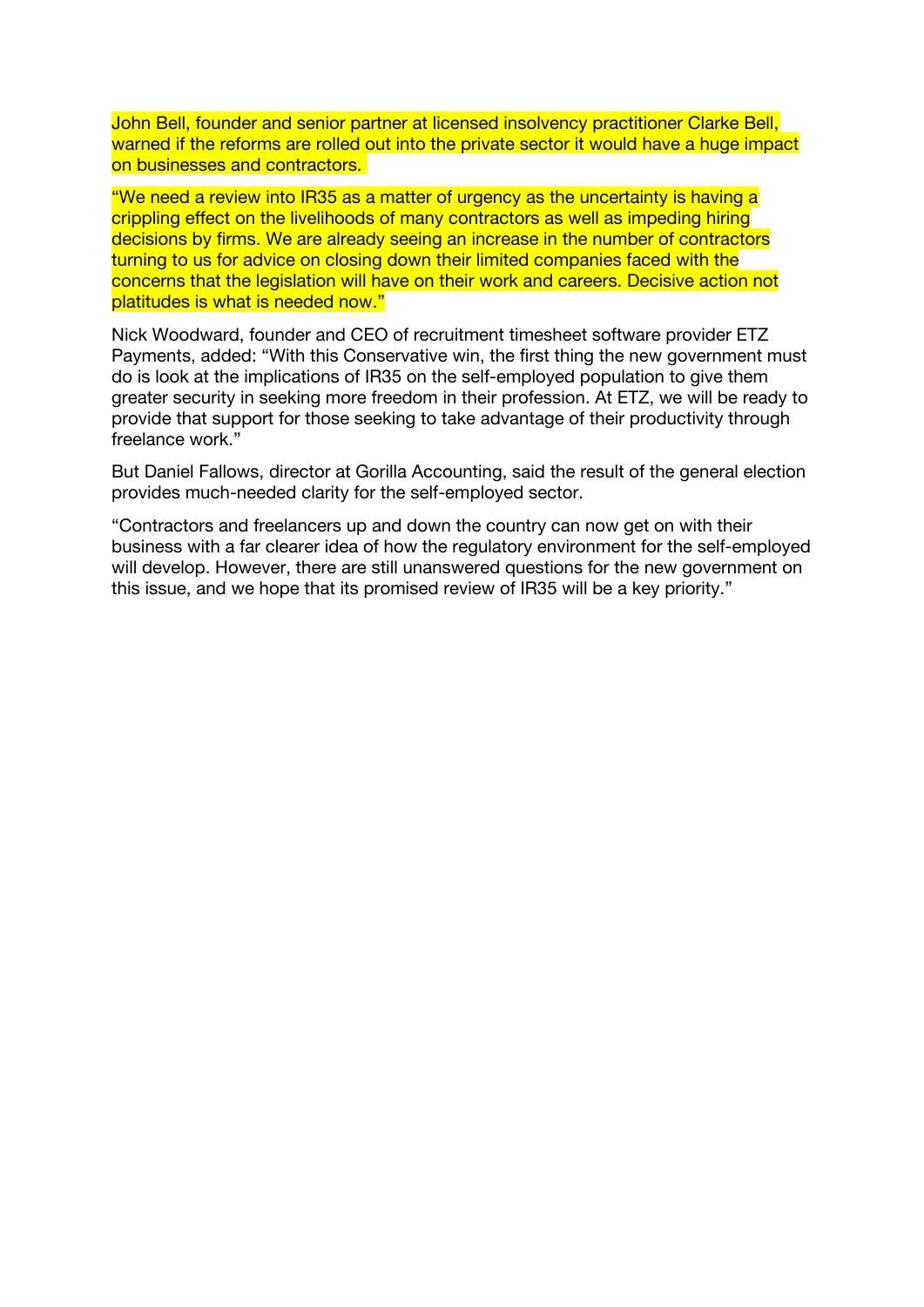John Bell, founder and senior partner at licensed insolvency practitioner Clarke Bell, warned if the reforms are rolled out into the private sector it would have a huge impact on businesses and contractors.

"We need a review into IR35 as a matter of urgency as the uncertainty is having a crippling effect on the livelihoods of many contractors as well as impeding hiring decisions by firms. We are already seeing an increase in the number of contractors turning to us for advice on closing down their limited companies faced with the concerns that the legislation will have on their work and careers. Decisive action not platitudes is what is needed now."

Nick Woodward, founder and CEO of recruitment timesheet software provider ETZ Payments, added: "With this Conservative win, the first thing the new government must do is look at the implications of IR35 on the self-employed population to give them greater security in seeking more freedom in their profession. At ETZ, we will be ready to provide that support for those seeking to take advantage of their productivity through freelance work."

But Daniel Fallows, director at Gorilla Accounting, said the result of the general election provides much-needed clarity for the self-employed sector.

"Contractors and freelancers up and down the country can now get on with their business with a far clearer idea of how the regulatory environment for the self-employed will develop. However, there are still unanswered questions for the new government on this issue, and we hope that its promised review of IR35 will be a key priority."